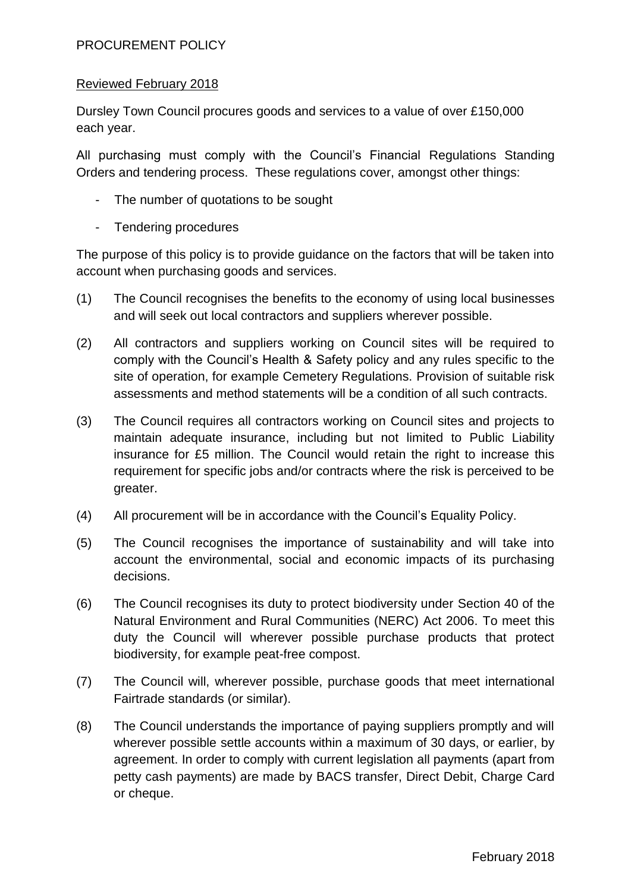# PROCUREMENT POLICY

Reviewed February 2018

Dursley Town Council procures goods and services to a value of over £150,000 each year.

All purchasing must comply with the Council's Financial Regulations Standing Orders and tendering process. These regulations cover, amongst other things:

- The number of quotations to be sought
- Tendering procedures

The purpose of this policy is to provide guidance on the factors that will be taken into account when purchasing goods and services.

(1) The Council recognises the benefits to the economy of using local businesses and will seek out local contractors and suppliers wherever possible.

(2) All contractors and suppliers working on Council sites will be required to comply with the Council's Health & Safety policy and any rules specific to the site of operation, for example Cemetery Regulations. Provision of suitable risk assessments and method statements will be a condition of all such contracts.

(3) The Council requires all contractors working on Council sites and projects to maintain adequate insurance, including but not limited to Public Liability insurance for £5 million. The Council would retain the right to increase this requirement for specific jobs and/or contracts where the risk is perceived to be greater.

(4) All procurement will be in accordance with the Council's Equality Policy.

(5) The Council recognises the importance of sustainability and will take into account the environmental, social and economic impacts of its purchasing decisions.

(6) The Council recognises its duty to protect biodiversity under Section 40 of the Natural Environment and Rural Communities (NERC) Act 2006. To meet this duty the Council will wherever possible purchase products that protect biodiversity, for example peat-free compost.

(7) The Council will, wherever possible, purchase goods that meet international Fairtrade standards (or similar).

(8) The Council understands the importance of paying suppliers promptly and will wherever possible settle accounts within a maximum of 30 days, or earlier, by agreement. In order to comply with current legislation all payments (apart from petty cash payments) are made by BACS transfer, Direct Debit, Charge Card or cheque.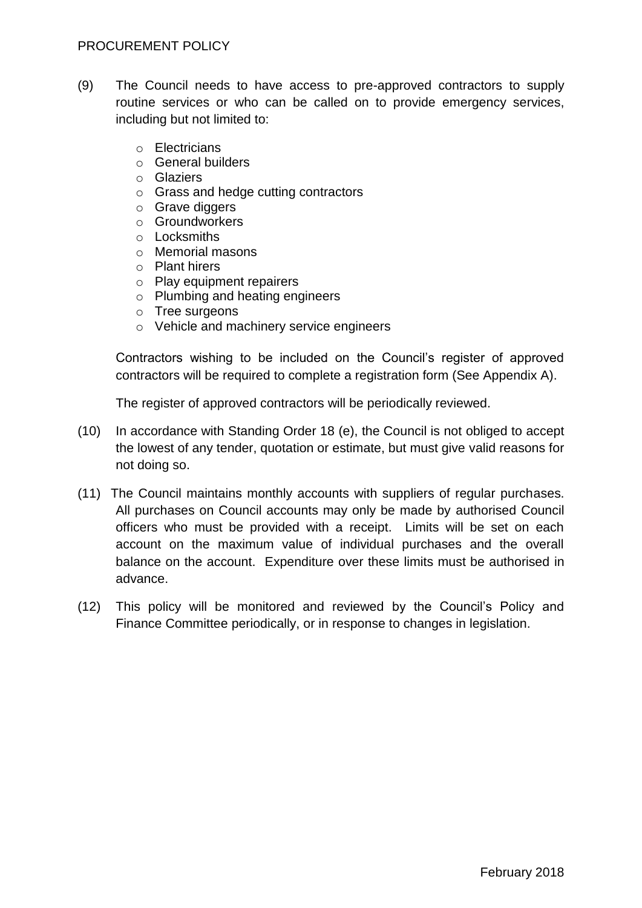(9) The Council needs to have access to pre-approved contractors to supply routine services or who can be called on to provide emergency services, including but not limited to:

- Electricians
- General builders
- Glaziers
- Grass and hedge cutting contractors
- Grave diggers
- Groundworkers
- Locksmiths
- Memorial masons
- Plant hirers
- Play equipment repairers
- Plumbing and heating engineers
- Tree surgeons
- Vehicle and machinery service engineers

Contractors wishing to be included on the Council's register of approved contractors will be required to complete a registration form (See Appendix A).

The register of approved contractors will be periodically reviewed.

(10) In accordance with Standing Order 18 (e), the Council is not obliged to accept the lowest of any tender, quotation or estimate, but must give valid reasons for not doing so.

(11) The Council maintains monthly accounts with suppliers of regular purchases. All purchases on Council accounts may only be made by authorised Council officers who must be provided with a receipt. Limits will be set on each account on the maximum value of individual purchases and the overall balance on the account. Expenditure over these limits must be authorised in advance.

(12) This policy will be monitored and reviewed by the Council's Policy and Finance Committee periodically, or in response to changes in legislation.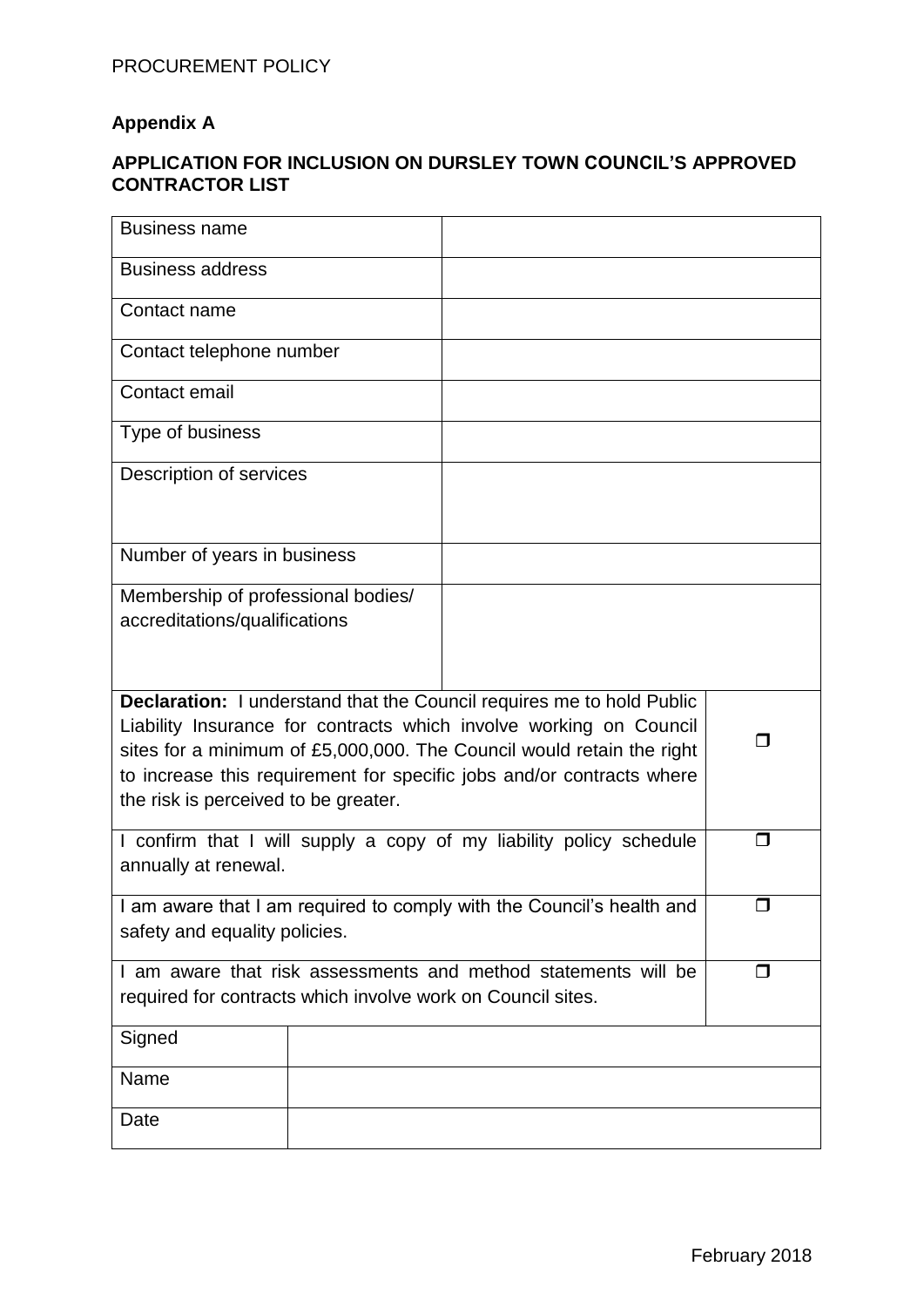**Appendix A**

**APPLICATION FOR INCLUSION ON DURSLEY TOWN COUNCIL'S APPROVED CONTRACTOR LIST**

| | |
|---|---|
| Business name | |
| Business address | |
| Contact name | |
| Contact telephone number | |
| Contact email | |
| Type of business | |
| Description of services | |
| Number of years in business | |
| Membership of professional bodies/ accreditations/qualifications | |

| | |
|---|---|
| **Declaration:** I understand that the Council requires me to hold Public Liability Insurance for contracts which involve working on Council sites for a minimum of £5,000,000. The Council would retain the right to increase this requirement for specific jobs and/or contracts where the risk is perceived to be greater. | ❐ |
| I confirm that I will supply a copy of my liability policy schedule annually at renewal. | ❐ |
| I am aware that I am required to comply with the Council's health and safety and equality policies. | ❐ |
| I am aware that risk assessments and method statements will be required for contracts which involve work on Council sites. | ❐ |

| | |
|---|---|
| Signed | |
| Name | |
| Date | |

February 2018